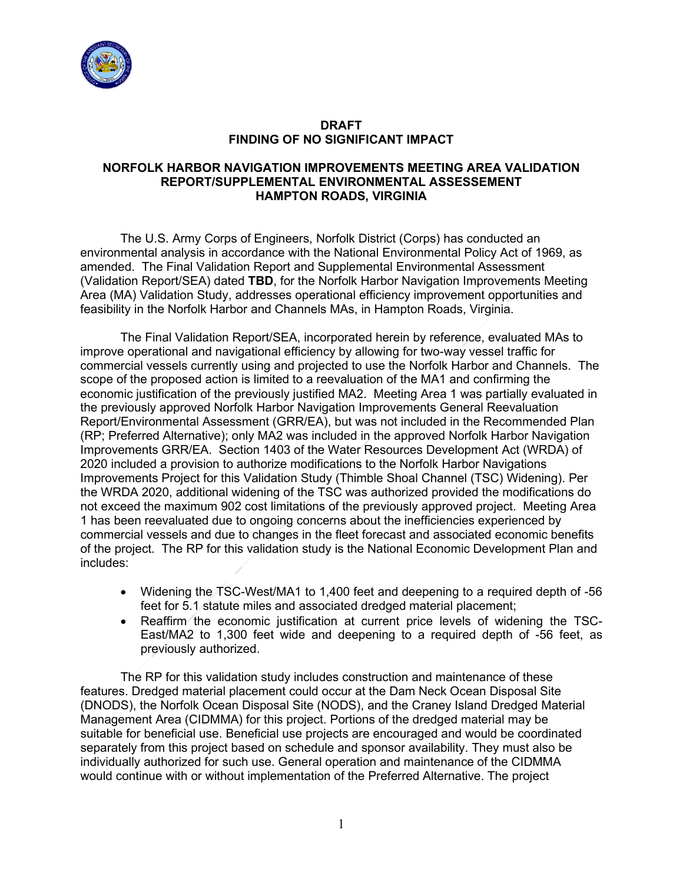**DRAFT**
**FINDING OF NO SIGNIFICANT IMPACT**

**NORFOLK HARBOR NAVIGATION IMPROVEMENTS MEETING AREA VALIDATION REPORT/SUPPLEMENTAL ENVIRONMENTAL ASSESSEMENT**
**HAMPTON ROADS, VIRGINIA**

The U.S. Army Corps of Engineers, Norfolk District (Corps) has conducted an environmental analysis in accordance with the National Environmental Policy Act of 1969, as amended. The Final Validation Report and Supplemental Environmental Assessment (Validation Report/SEA) dated **TBD**, for the Norfolk Harbor Navigation Improvements Meeting Area (MA) Validation Study, addresses operational efficiency improvement opportunities and feasibility in the Norfolk Harbor and Channels MAs, in Hampton Roads, Virginia.

The Final Validation Report/SEA, incorporated herein by reference, evaluated MAs to improve operational and navigational efficiency by allowing for two-way vessel traffic for commercial vessels currently using and projected to use the Norfolk Harbor and Channels. The scope of the proposed action is limited to a reevaluation of the MA1 and confirming the economic justification of the previously justified MA2. Meeting Area 1 was partially evaluated in the previously approved Norfolk Harbor Navigation Improvements General Reevaluation Report/Environmental Assessment (GRR/EA), but was not included in the Recommended Plan (RP; Preferred Alternative); only MA2 was included in the approved Norfolk Harbor Navigation Improvements GRR/EA. Section 1403 of the Water Resources Development Act (WRDA) of 2020 included a provision to authorize modifications to the Norfolk Harbor Navigations Improvements Project for this Validation Study (Thimble Shoal Channel (TSC) Widening). Per the WRDA 2020, additional widening of the TSC was authorized provided the modifications do not exceed the maximum 902 cost limitations of the previously approved project. Meeting Area 1 has been reevaluated due to ongoing concerns about the inefficiencies experienced by commercial vessels and due to changes in the fleet forecast and associated economic benefits of the project. The RP for this validation study is the National Economic Development Plan and includes:

- Widening the TSC-West/MA1 to 1,400 feet and deepening to a required depth of -56 feet for 5.1 statute miles and associated dredged material placement;
- Reaffirm the economic justification at current price levels of widening the TSC-East/MA2 to 1,300 feet wide and deepening to a required depth of -56 feet, as previously authorized.

The RP for this validation study includes construction and maintenance of these features. Dredged material placement could occur at the Dam Neck Ocean Disposal Site (DNODS), the Norfolk Ocean Disposal Site (NODS), and the Craney Island Dredged Material Management Area (CIDMMA) for this project. Portions of the dredged material may be suitable for beneficial use. Beneficial use projects are encouraged and would be coordinated separately from this project based on schedule and sponsor availability. They must also be individually authorized for such use. General operation and maintenance of the CIDMMA would continue with or without implementation of the Preferred Alternative. The project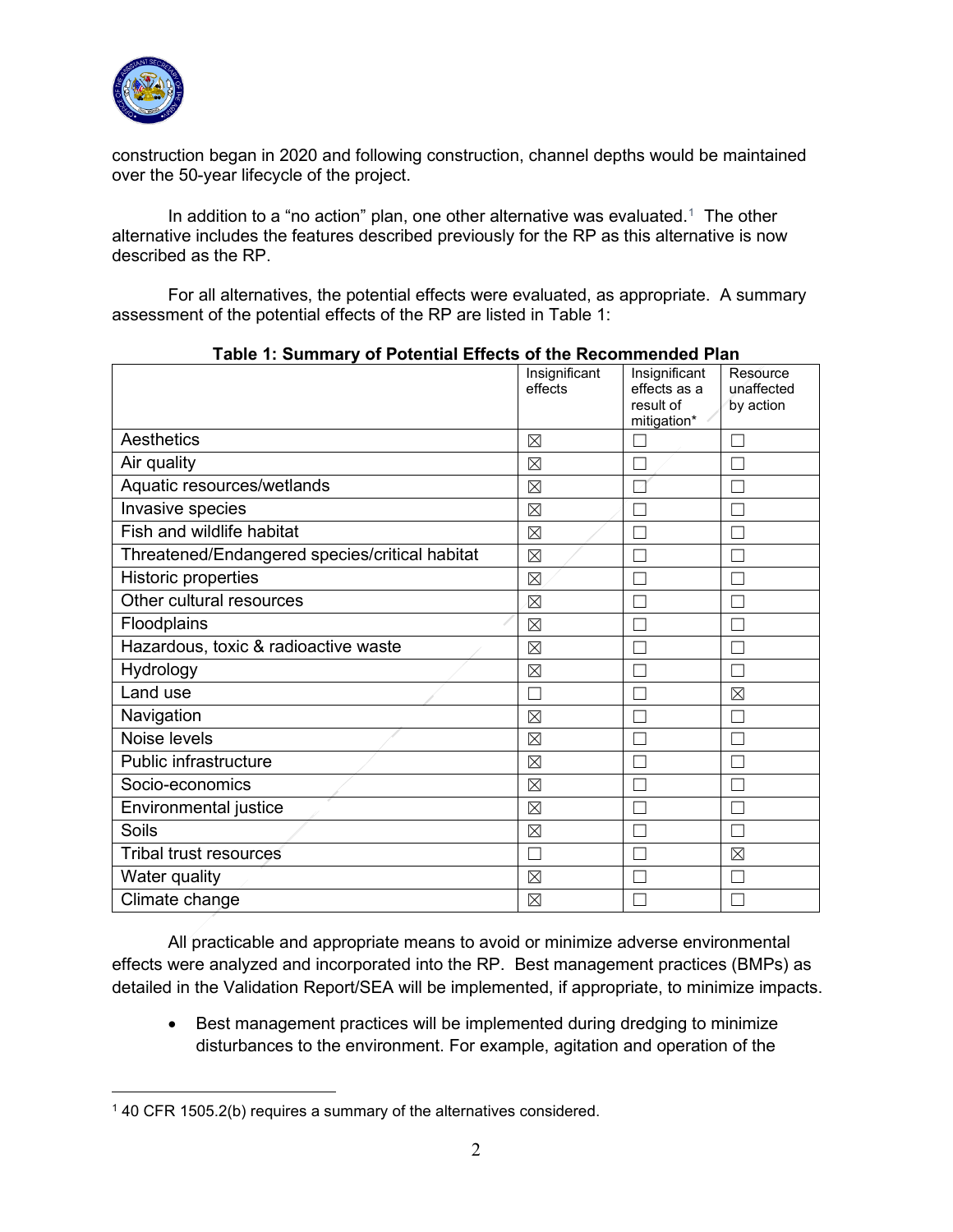construction began in 2020 and following construction, channel depths would be maintained over the 50-year lifecycle of the project.

In addition to a "no action" plan, one other alternative was evaluated.[1] The other alternative includes the features described previously for the RP as this alternative is now described as the RP.

For all alternatives, the potential effects were evaluated, as appropriate. A summary assessment of the potential effects of the RP are listed in Table 1:

**Table 1: Summary of Potential Effects of the Recommended Plan**

| | Insignificant effects | Insignificant effects as a result of mitigation* | Resource unaffected by action |
|---|---|---|---|
| Aesthetics | ☒ | ☐ | ☐ |
| Air quality | ☒ | ☐ | ☐ |
| Aquatic resources/wetlands | ☒ | ☐ | ☐ |
| Invasive species | ☒ | ☐ | ☐ |
| Fish and wildlife habitat | ☒ | ☐ | ☐ |
| Threatened/Endangered species/critical habitat | ☒ | ☐ | ☐ |
| Historic properties | ☒ | ☐ | ☐ |
| Other cultural resources | ☒ | ☐ | ☐ |
| Floodplains | ☒ | ☐ | ☐ |
| Hazardous, toxic & radioactive waste | ☒ | ☐ | ☐ |
| Hydrology | ☒ | ☐ | ☐ |
| Land use | ☐ | ☐ | ☒ |
| Navigation | ☒ | ☐ | ☐ |
| Noise levels | ☒ | ☐ | ☐ |
| Public infrastructure | ☒ | ☐ | ☐ |
| Socio-economics | ☒ | ☐ | ☐ |
| Environmental justice | ☒ | ☐ | ☐ |
| Soils | ☒ | ☐ | ☐ |
| Tribal trust resources | ☐ | ☐ | ☒ |
| Water quality | ☒ | ☐ | ☐ |
| Climate change | ☒ | ☐ | ☐ |

All practicable and appropriate means to avoid or minimize adverse environmental effects were analyzed and incorporated into the RP. Best management practices (BMPs) as detailed in the Validation Report/SEA will be implemented, if appropriate, to minimize impacts.

- Best management practices will be implemented during dredging to minimize disturbances to the environment. For example, agitation and operation of the

[1] 40 CFR 1505.2(b) requires a summary of the alternatives considered.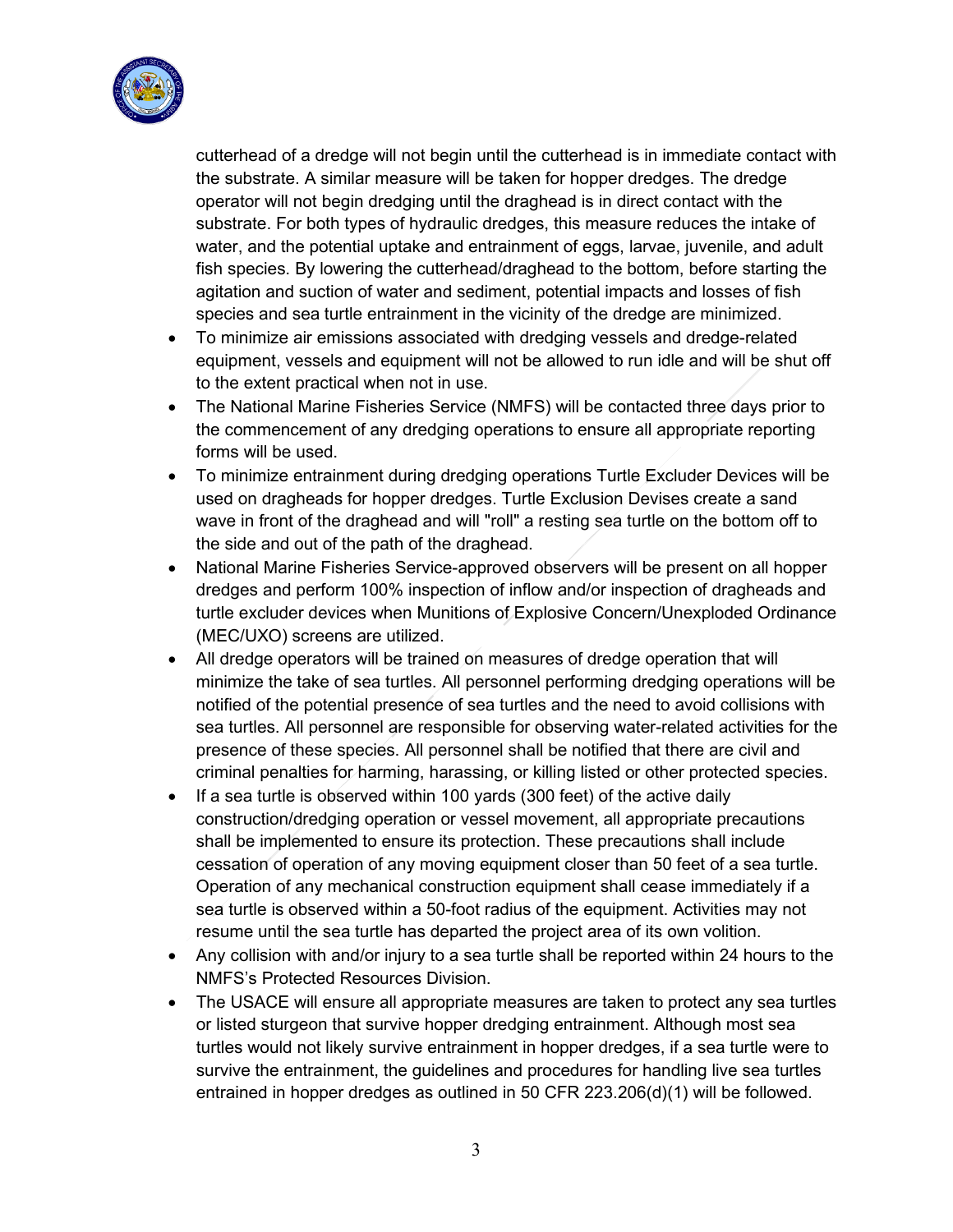cutterhead of a dredge will not begin until the cutterhead is in immediate contact with the substrate. A similar measure will be taken for hopper dredges. The dredge operator will not begin dredging until the draghead is in direct contact with the substrate. For both types of hydraulic dredges, this measure reduces the intake of water, and the potential uptake and entrainment of eggs, larvae, juvenile, and adult fish species. By lowering the cutterhead/draghead to the bottom, before starting the agitation and suction of water and sediment, potential impacts and losses of fish species and sea turtle entrainment in the vicinity of the dredge are minimized.

- To minimize air emissions associated with dredging vessels and dredge-related equipment, vessels and equipment will not be allowed to run idle and will be shut off to the extent practical when not in use.
- The National Marine Fisheries Service (NMFS) will be contacted three days prior to the commencement of any dredging operations to ensure all appropriate reporting forms will be used.
- To minimize entrainment during dredging operations Turtle Excluder Devices will be used on dragheads for hopper dredges. Turtle Exclusion Devises create a sand wave in front of the draghead and will "roll" a resting sea turtle on the bottom off to the side and out of the path of the draghead.
- National Marine Fisheries Service-approved observers will be present on all hopper dredges and perform 100% inspection of inflow and/or inspection of dragheads and turtle excluder devices when Munitions of Explosive Concern/Unexploded Ordinance (MEC/UXO) screens are utilized.
- All dredge operators will be trained on measures of dredge operation that will minimize the take of sea turtles. All personnel performing dredging operations will be notified of the potential presence of sea turtles and the need to avoid collisions with sea turtles. All personnel are responsible for observing water-related activities for the presence of these species. All personnel shall be notified that there are civil and criminal penalties for harming, harassing, or killing listed or other protected species.
- If a sea turtle is observed within 100 yards (300 feet) of the active daily construction/dredging operation or vessel movement, all appropriate precautions shall be implemented to ensure its protection. These precautions shall include cessation of operation of any moving equipment closer than 50 feet of a sea turtle. Operation of any mechanical construction equipment shall cease immediately if a sea turtle is observed within a 50-foot radius of the equipment. Activities may not resume until the sea turtle has departed the project area of its own volition.
- Any collision with and/or injury to a sea turtle shall be reported within 24 hours to the NMFS's Protected Resources Division.
- The USACE will ensure all appropriate measures are taken to protect any sea turtles or listed sturgeon that survive hopper dredging entrainment. Although most sea turtles would not likely survive entrainment in hopper dredges, if a sea turtle were to survive the entrainment, the guidelines and procedures for handling live sea turtles entrained in hopper dredges as outlined in 50 CFR 223.206(d)(1) will be followed.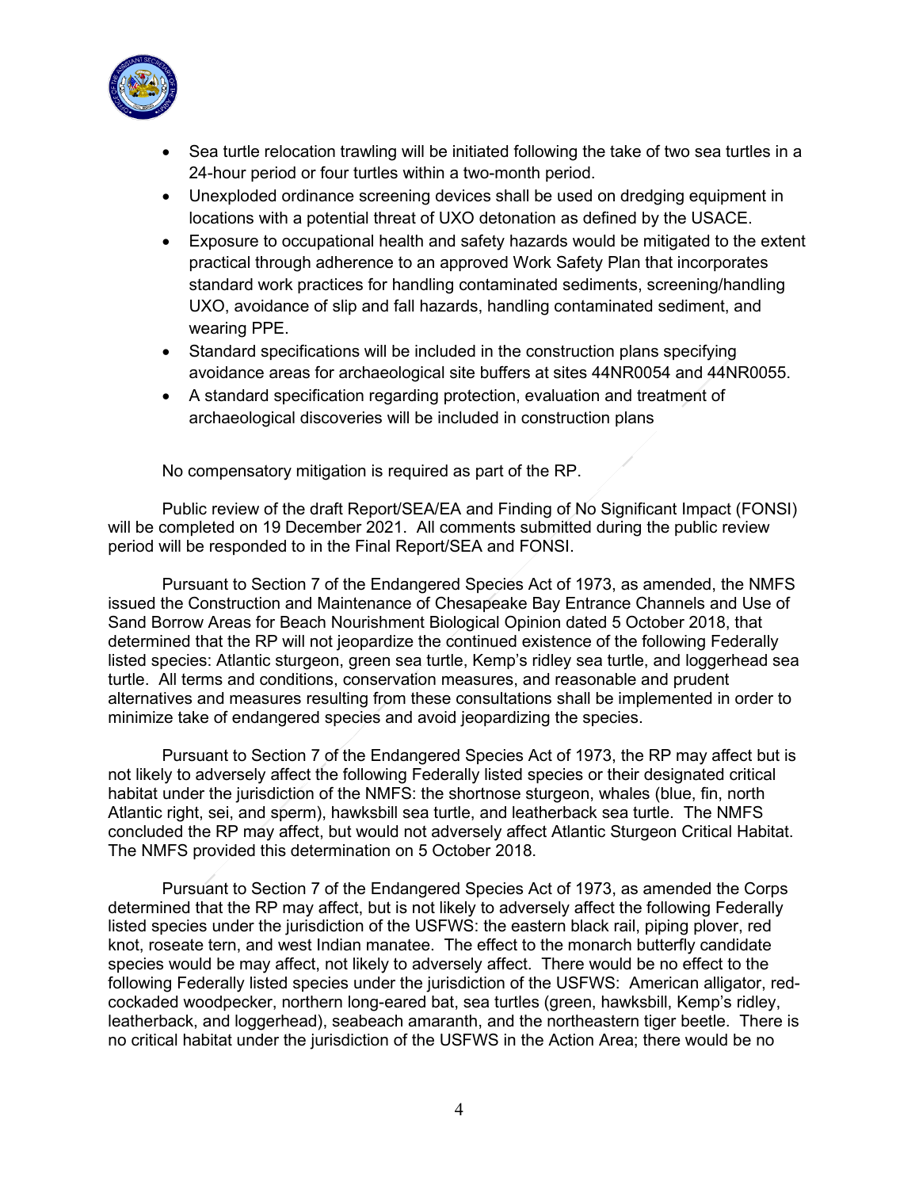- Sea turtle relocation trawling will be initiated following the take of two sea turtles in a 24-hour period or four turtles within a two-month period.
- Unexploded ordinance screening devices shall be used on dredging equipment in locations with a potential threat of UXO detonation as defined by the USACE.
- Exposure to occupational health and safety hazards would be mitigated to the extent practical through adherence to an approved Work Safety Plan that incorporates standard work practices for handling contaminated sediments, screening/handling UXO, avoidance of slip and fall hazards, handling contaminated sediment, and wearing PPE.
- Standard specifications will be included in the construction plans specifying avoidance areas for archaeological site buffers at sites 44NR0054 and 44NR0055.
- A standard specification regarding protection, evaluation and treatment of archaeological discoveries will be included in construction plans

No compensatory mitigation is required as part of the RP.

Public review of the draft Report/SEA/EA and Finding of No Significant Impact (FONSI) will be completed on 19 December 2021. All comments submitted during the public review period will be responded to in the Final Report/SEA and FONSI.

Pursuant to Section 7 of the Endangered Species Act of 1973, as amended, the NMFS issued the Construction and Maintenance of Chesapeake Bay Entrance Channels and Use of Sand Borrow Areas for Beach Nourishment Biological Opinion dated 5 October 2018, that determined that the RP will not jeopardize the continued existence of the following Federally listed species: Atlantic sturgeon, green sea turtle, Kemp's ridley sea turtle, and loggerhead sea turtle. All terms and conditions, conservation measures, and reasonable and prudent alternatives and measures resulting from these consultations shall be implemented in order to minimize take of endangered species and avoid jeopardizing the species.

Pursuant to Section 7 of the Endangered Species Act of 1973, the RP may affect but is not likely to adversely affect the following Federally listed species or their designated critical habitat under the jurisdiction of the NMFS: the shortnose sturgeon, whales (blue, fin, north Atlantic right, sei, and sperm), hawksbill sea turtle, and leatherback sea turtle. The NMFS concluded the RP may affect, but would not adversely affect Atlantic Sturgeon Critical Habitat. The NMFS provided this determination on 5 October 2018.

Pursuant to Section 7 of the Endangered Species Act of 1973, as amended the Corps determined that the RP may affect, but is not likely to adversely affect the following Federally listed species under the jurisdiction of the USFWS: the eastern black rail, piping plover, red knot, roseate tern, and west Indian manatee. The effect to the monarch butterfly candidate species would be may affect, not likely to adversely affect. There would be no effect to the following Federally listed species under the jurisdiction of the USFWS: American alligator, red-cockaded woodpecker, northern long-eared bat, sea turtles (green, hawksbill, Kemp's ridley, leatherback, and loggerhead), seabeach amaranth, and the northeastern tiger beetle. There is no critical habitat under the jurisdiction of the USFWS in the Action Area; there would be no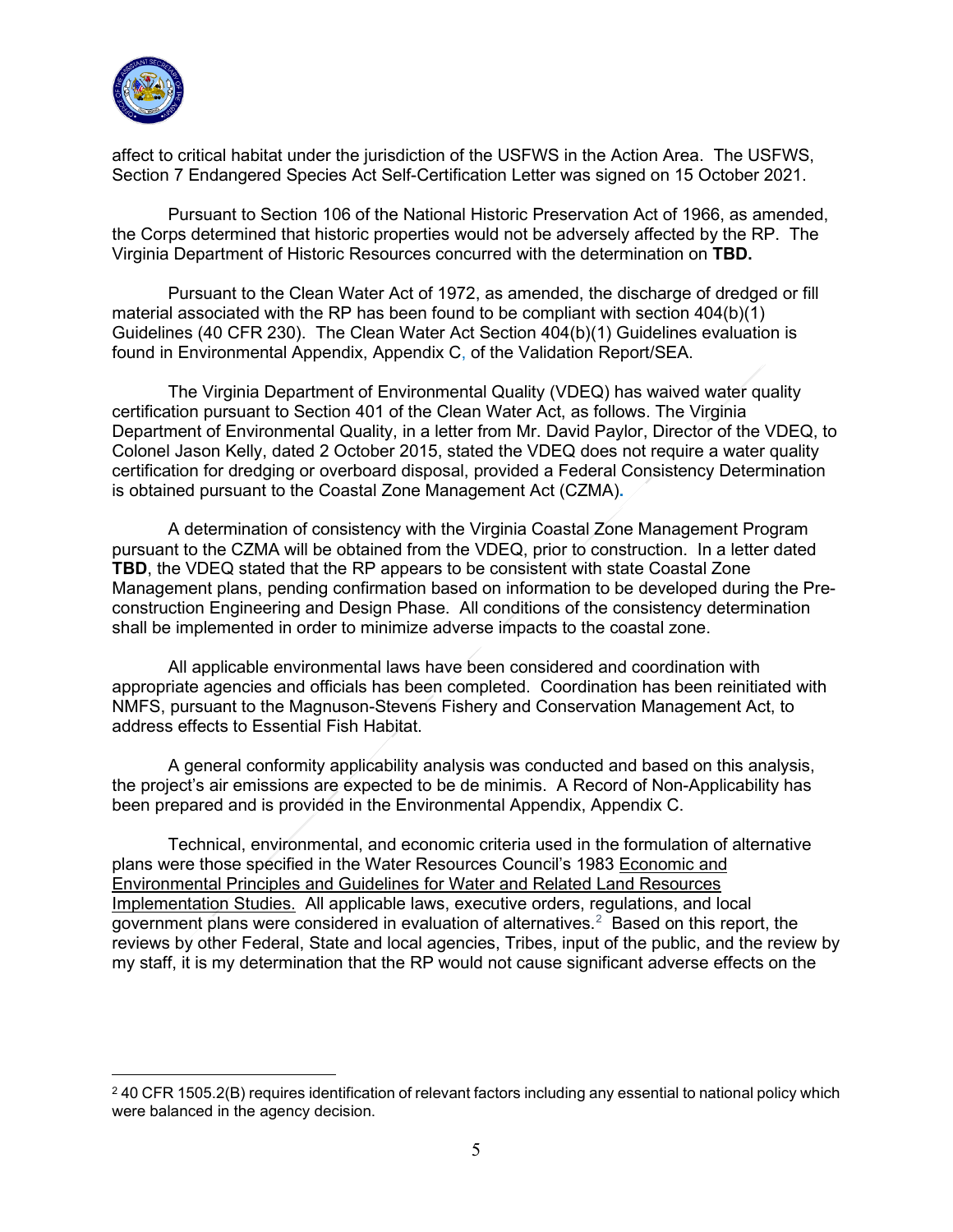affect to critical habitat under the jurisdiction of the USFWS in the Action Area. The USFWS, Section 7 Endangered Species Act Self-Certification Letter was signed on 15 October 2021.

Pursuant to Section 106 of the National Historic Preservation Act of 1966, as amended, the Corps determined that historic properties would not be adversely affected by the RP. The Virginia Department of Historic Resources concurred with the determination on **TBD.**

Pursuant to the Clean Water Act of 1972, as amended, the discharge of dredged or fill material associated with the RP has been found to be compliant with section 404(b)(1) Guidelines (40 CFR 230). The Clean Water Act Section 404(b)(1) Guidelines evaluation is found in Environmental Appendix, Appendix C, of the Validation Report/SEA.

The Virginia Department of Environmental Quality (VDEQ) has waived water quality certification pursuant to Section 401 of the Clean Water Act, as follows. The Virginia Department of Environmental Quality, in a letter from Mr. David Paylor, Director of the VDEQ, to Colonel Jason Kelly, dated 2 October 2015, stated the VDEQ does not require a water quality certification for dredging or overboard disposal, provided a Federal Consistency Determination is obtained pursuant to the Coastal Zone Management Act (CZMA).

A determination of consistency with the Virginia Coastal Zone Management Program pursuant to the CZMA will be obtained from the VDEQ, prior to construction. In a letter dated **TBD**, the VDEQ stated that the RP appears to be consistent with state Coastal Zone Management plans, pending confirmation based on information to be developed during the Pre-construction Engineering and Design Phase. All conditions of the consistency determination shall be implemented in order to minimize adverse impacts to the coastal zone.

All applicable environmental laws have been considered and coordination with appropriate agencies and officials has been completed. Coordination has been reinitiated with NMFS, pursuant to the Magnuson-Stevens Fishery and Conservation Management Act, to address effects to Essential Fish Habitat.

A general conformity applicability analysis was conducted and based on this analysis, the project's air emissions are expected to be de minimis. A Record of Non-Applicability has been prepared and is provided in the Environmental Appendix, Appendix C.

Technical, environmental, and economic criteria used in the formulation of alternative plans were those specified in the Water Resources Council's 1983 Economic and Environmental Principles and Guidelines for Water and Related Land Resources Implementation Studies. All applicable laws, executive orders, regulations, and local government plans were considered in evaluation of alternatives.[2] Based on this report, the reviews by other Federal, State and local agencies, Tribes, input of the public, and the review by my staff, it is my determination that the RP would not cause significant adverse effects on the

[2] 40 CFR 1505.2(B) requires identification of relevant factors including any essential to national policy which were balanced in the agency decision.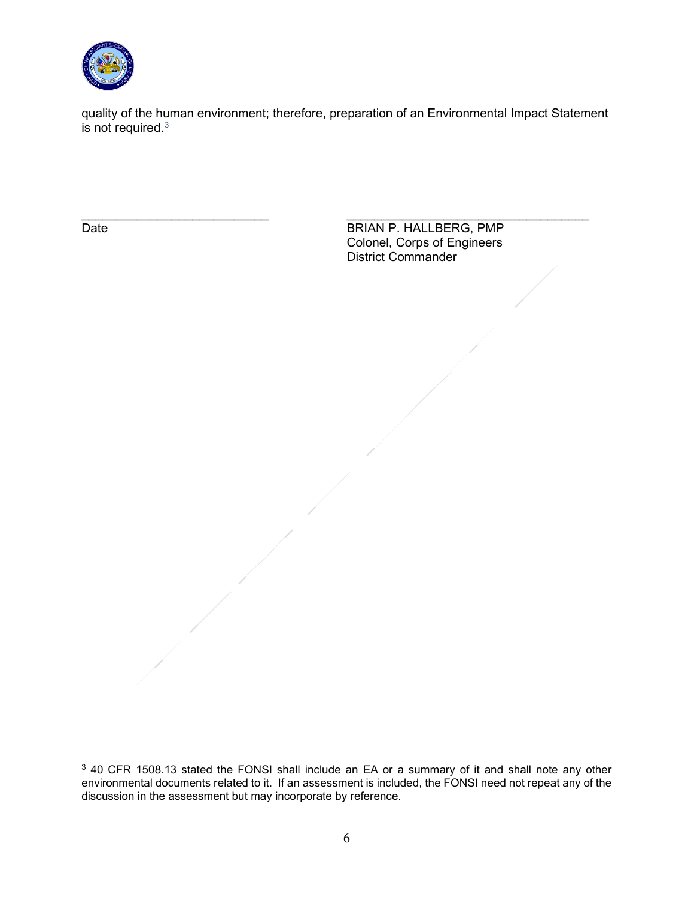quality of the human environment; therefore, preparation of an Environmental Impact Statement is not required.[3]

\_\_\_\_\_\_\_\_\_\_\_\_\_\_\_\_\_\_\_\_\_\_\_\_\_\_\_\_
Date

\_\_\_\_\_\_\_\_\_\_\_\_\_\_\_\_\_\_\_\_\_\_\_\_\_\_\_\_\_\_\_\_\_\_\_\_
BRIAN P. HALLBERG, PMP
Colonel, Corps of Engineers
District Commander

---

[3] 40 CFR 1508.13 stated the FONSI shall include an EA or a summary of it and shall note any other environmental documents related to it. If an assessment is included, the FONSI need not repeat any of the discussion in the assessment but may incorporate by reference.